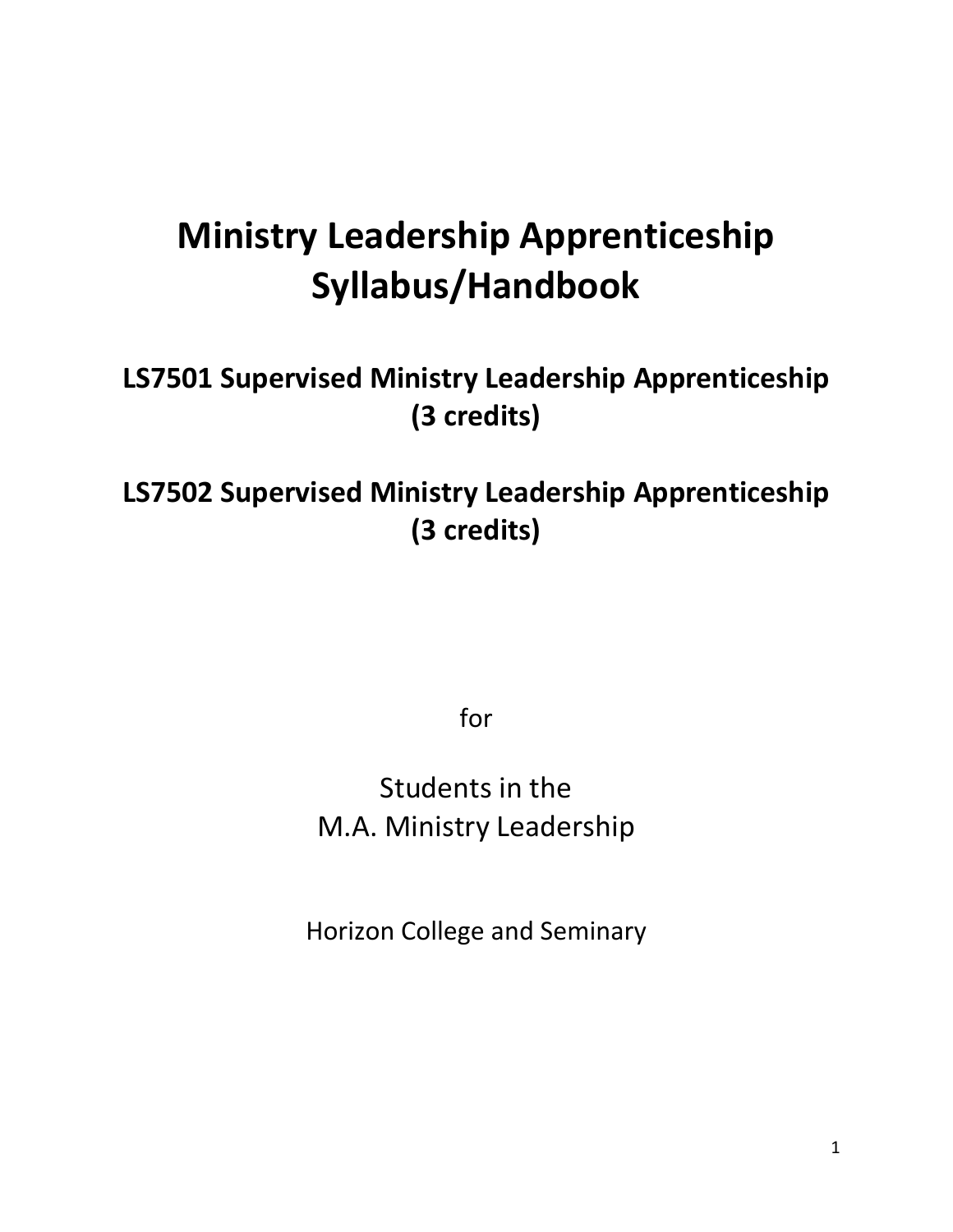# Ministry Leadership Apprenticeship Syllabus/Handbook

## LS7501 Supervised Ministry Leadership Apprenticeship (3 credits)

## LS7502 Supervised Ministry Leadership Apprenticeship (3 credits)

for

Students in the
M.A. Ministry Leadership

Horizon College and Seminary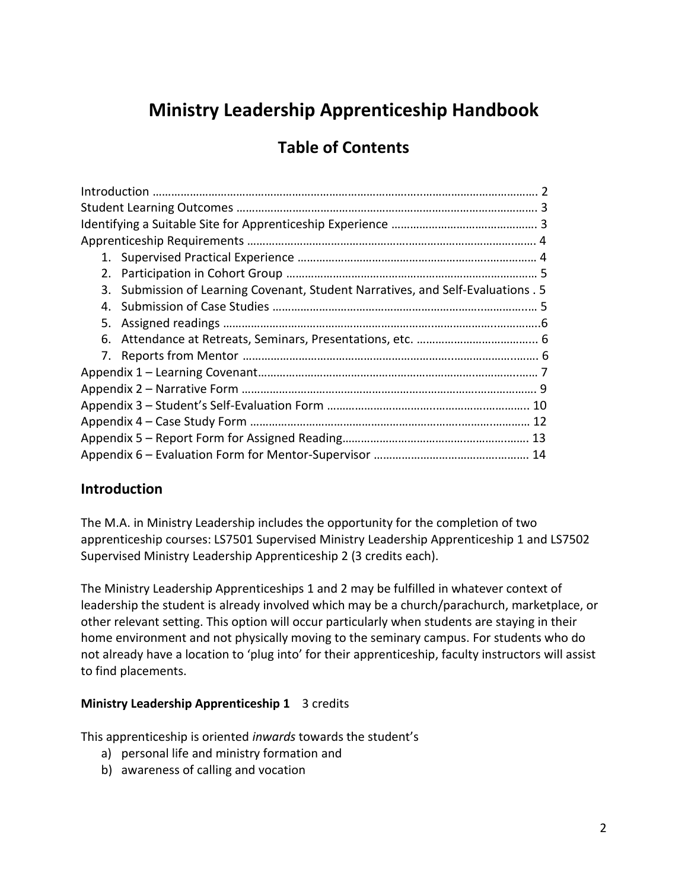# Ministry Leadership Apprenticeship Handbook

## Table of Contents

Introduction ........................................................................................................... 2
Student Learning Outcomes ................................................................................ 3
Identifying a Suitable Site for Apprenticeship Experience .............................................. 3
Apprenticeship Requirements ............................................................................. 4

1. Supervised Practical Experience ............................................................... 4
2. Participation in Cohort Group ................................................................. 5
3. Submission of Learning Covenant, Student Narratives, and Self-Evaluations . 5
4. Submission of Case Studies ..................................................................... 5
5. Assigned readings .......................................................................................6
6. Attendance at Retreats, Seminars, Presentations, etc. ....................................... 6
7. Reports from Mentor ................................................................................ 6

Appendix 1 – Learning Covenant........................................................................... 7
Appendix 2 – Narrative Form ............................................................................... 9
Appendix 3 – Student's Self-Evaluation Form ................................................................ 10
Appendix 4 – Case Study Form ........................................................................... 12
Appendix 5 – Report Form for Assigned Reading............................................................ 13
Appendix 6 – Evaluation Form for Mentor-Supervisor ................................................. 14

## Introduction

The M.A. in Ministry Leadership includes the opportunity for the completion of two apprenticeship courses: LS7501 Supervised Ministry Leadership Apprenticeship 1 and LS7502 Supervised Ministry Leadership Apprenticeship 2 (3 credits each).

The Ministry Leadership Apprenticeships 1 and 2 may be fulfilled in whatever context of leadership the student is already involved which may be a church/parachurch, marketplace, or other relevant setting. This option will occur particularly when students are staying in their home environment and not physically moving to the seminary campus. For students who do not already have a location to 'plug into' for their apprenticeship, faculty instructors will assist to find placements.

**Ministry Leadership Apprenticeship 1** 3 credits

This apprenticeship is oriented *inwards* towards the student's

a) personal life and ministry formation and
b) awareness of calling and vocation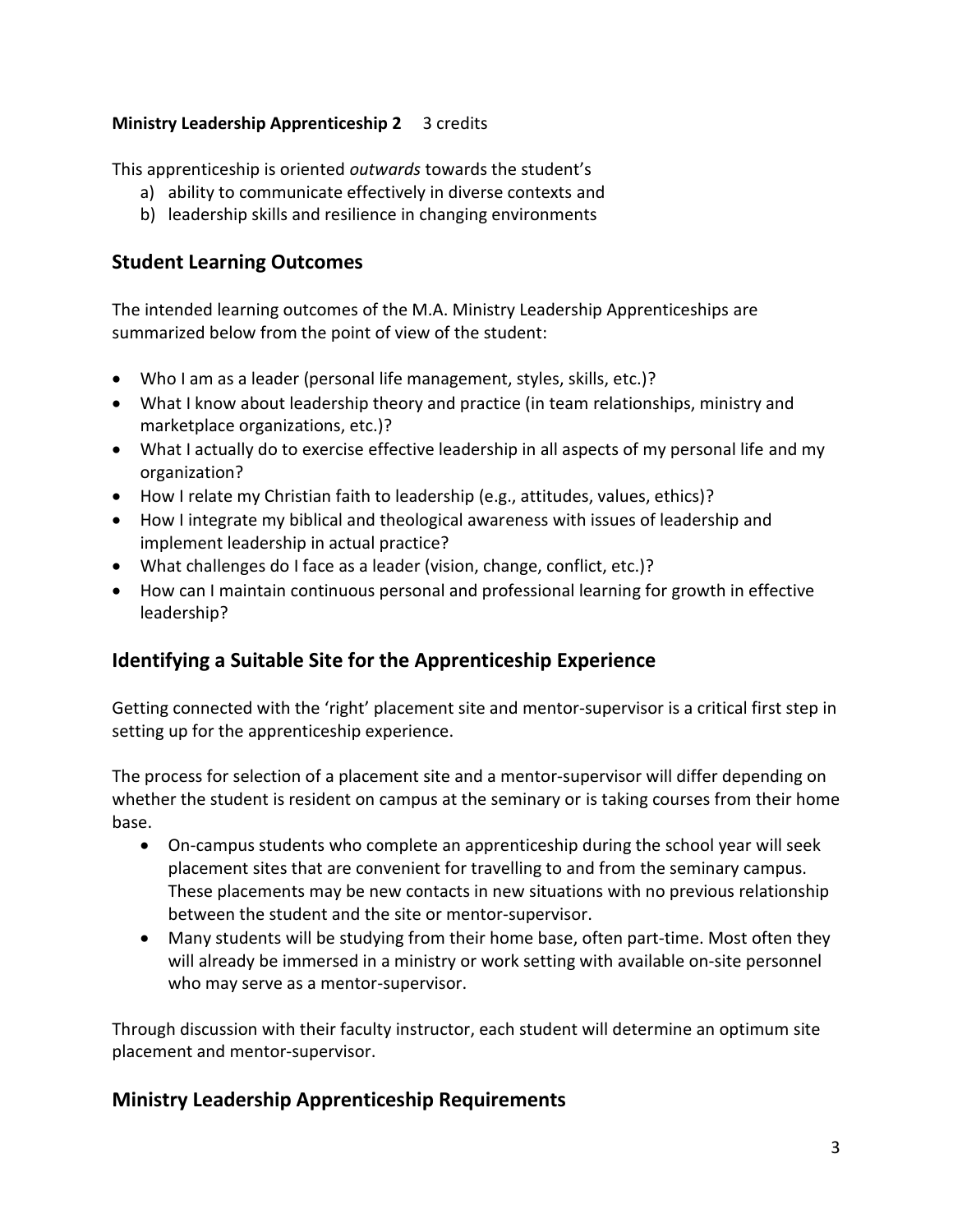**Ministry Leadership Apprenticeship 2** 3 credits

This apprenticeship is oriented *outwards* towards the student's

a) ability to communicate effectively in diverse contexts and
b) leadership skills and resilience in changing environments

## Student Learning Outcomes

The intended learning outcomes of the M.A. Ministry Leadership Apprenticeships are summarized below from the point of view of the student:

- Who I am as a leader (personal life management, styles, skills, etc.)?
- What I know about leadership theory and practice (in team relationships, ministry and marketplace organizations, etc.)?
- What I actually do to exercise effective leadership in all aspects of my personal life and my organization?
- How I relate my Christian faith to leadership (e.g., attitudes, values, ethics)?
- How I integrate my biblical and theological awareness with issues of leadership and implement leadership in actual practice?
- What challenges do I face as a leader (vision, change, conflict, etc.)?
- How can I maintain continuous personal and professional learning for growth in effective leadership?

## Identifying a Suitable Site for the Apprenticeship Experience

Getting connected with the 'right' placement site and mentor-supervisor is a critical first step in setting up for the apprenticeship experience.

The process for selection of a placement site and a mentor-supervisor will differ depending on whether the student is resident on campus at the seminary or is taking courses from their home base.

- On-campus students who complete an apprenticeship during the school year will seek placement sites that are convenient for travelling to and from the seminary campus. These placements may be new contacts in new situations with no previous relationship between the student and the site or mentor-supervisor.
- Many students will be studying from their home base, often part-time. Most often they will already be immersed in a ministry or work setting with available on-site personnel who may serve as a mentor-supervisor.

Through discussion with their faculty instructor, each student will determine an optimum site placement and mentor-supervisor.

## Ministry Leadership Apprenticeship Requirements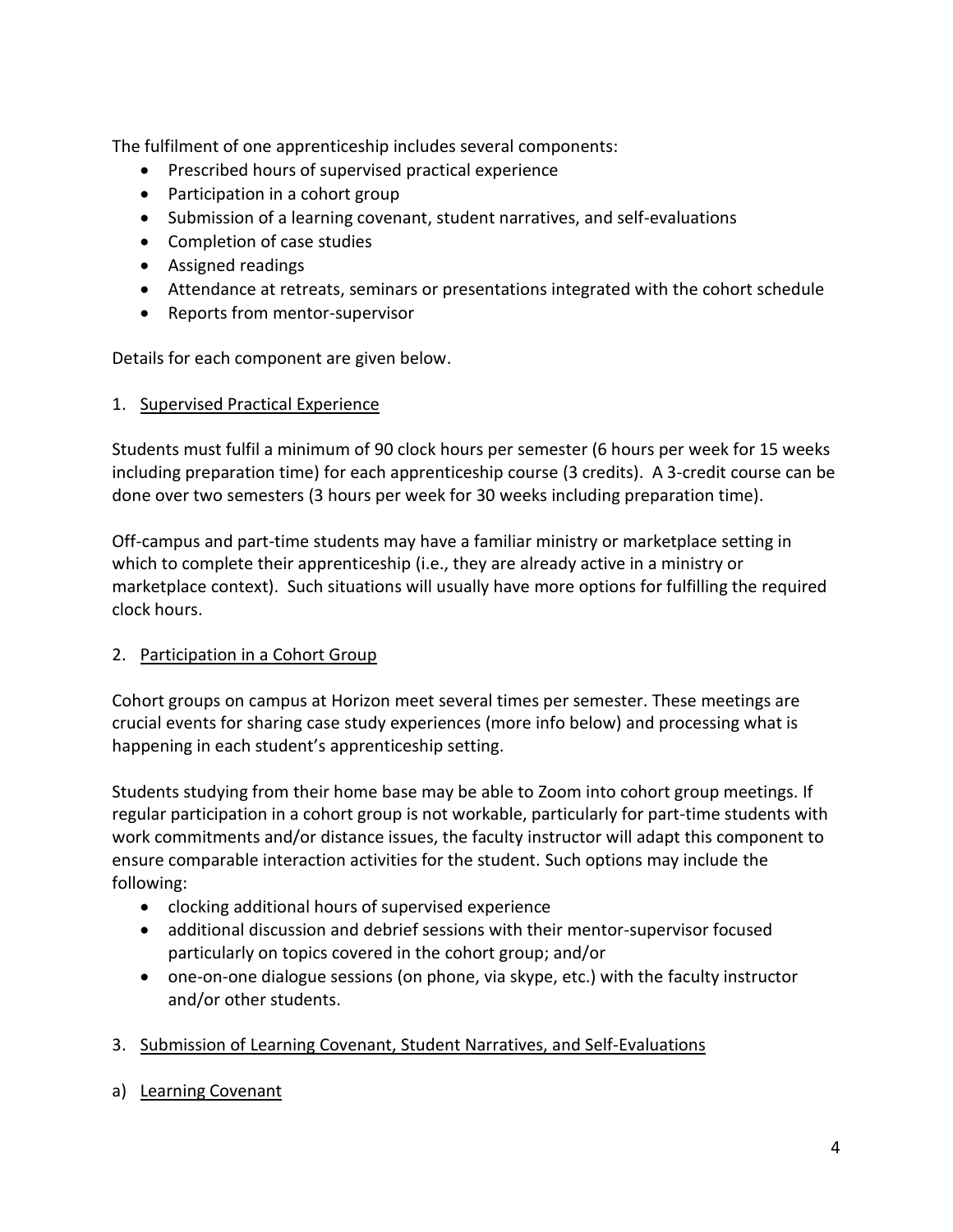The fulfilment of one apprenticeship includes several components:

- Prescribed hours of supervised practical experience
- Participation in a cohort group
- Submission of a learning covenant, student narratives, and self-evaluations
- Completion of case studies
- Assigned readings
- Attendance at retreats, seminars or presentations integrated with the cohort schedule
- Reports from mentor-supervisor

Details for each component are given below.

## 1. Supervised Practical Experience

Students must fulfil a minimum of 90 clock hours per semester (6 hours per week for 15 weeks including preparation time) for each apprenticeship course (3 credits). A 3-credit course can be done over two semesters (3 hours per week for 30 weeks including preparation time).

Off-campus and part-time students may have a familiar ministry or marketplace setting in which to complete their apprenticeship (i.e., they are already active in a ministry or marketplace context). Such situations will usually have more options for fulfilling the required clock hours.

## 2. Participation in a Cohort Group

Cohort groups on campus at Horizon meet several times per semester. These meetings are crucial events for sharing case study experiences (more info below) and processing what is happening in each student's apprenticeship setting.

Students studying from their home base may be able to Zoom into cohort group meetings. If regular participation in a cohort group is not workable, particularly for part-time students with work commitments and/or distance issues, the faculty instructor will adapt this component to ensure comparable interaction activities for the student. Such options may include the following:

- clocking additional hours of supervised experience
- additional discussion and debrief sessions with their mentor-supervisor focused particularly on topics covered in the cohort group; and/or
- one-on-one dialogue sessions (on phone, via skype, etc.) with the faculty instructor and/or other students.

## 3. Submission of Learning Covenant, Student Narratives, and Self-Evaluations

### a) Learning Covenant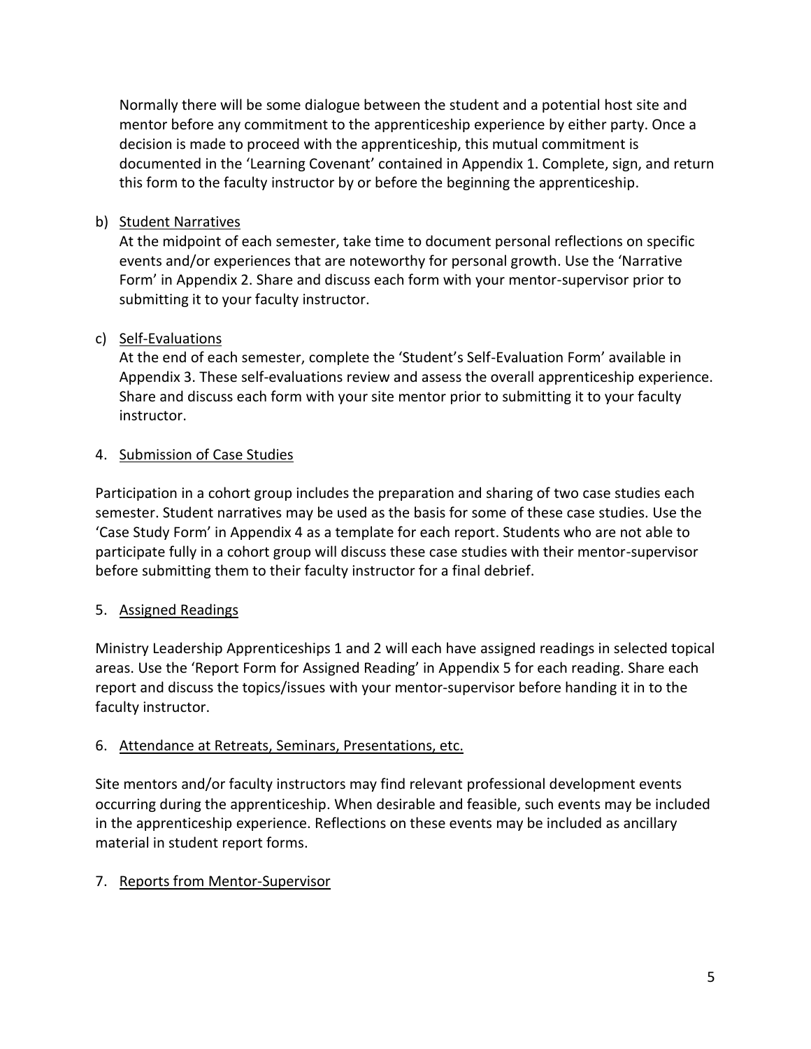Normally there will be some dialogue between the student and a potential host site and mentor before any commitment to the apprenticeship experience by either party. Once a decision is made to proceed with the apprenticeship, this mutual commitment is documented in the 'Learning Covenant' contained in Appendix 1. Complete, sign, and return this form to the faculty instructor by or before the beginning the apprenticeship.

b) <u>Student Narratives</u>

At the midpoint of each semester, take time to document personal reflections on specific events and/or experiences that are noteworthy for personal growth. Use the 'Narrative Form' in Appendix 2. Share and discuss each form with your mentor-supervisor prior to submitting it to your faculty instructor.

c) <u>Self-Evaluations</u>

At the end of each semester, complete the 'Student's Self-Evaluation Form' available in Appendix 3. These self-evaluations review and assess the overall apprenticeship experience. Share and discuss each form with your site mentor prior to submitting it to your faculty instructor.

4. <u>Submission of Case Studies</u>

Participation in a cohort group includes the preparation and sharing of two case studies each semester. Student narratives may be used as the basis for some of these case studies. Use the 'Case Study Form' in Appendix 4 as a template for each report. Students who are not able to participate fully in a cohort group will discuss these case studies with their mentor-supervisor before submitting them to their faculty instructor for a final debrief.

5. <u>Assigned Readings</u>

Ministry Leadership Apprenticeships 1 and 2 will each have assigned readings in selected topical areas. Use the 'Report Form for Assigned Reading' in Appendix 5 for each reading. Share each report and discuss the topics/issues with your mentor-supervisor before handing it in to the faculty instructor.

6. <u>Attendance at Retreats, Seminars, Presentations, etc.</u>

Site mentors and/or faculty instructors may find relevant professional development events occurring during the apprenticeship. When desirable and feasible, such events may be included in the apprenticeship experience. Reflections on these events may be included as ancillary material in student report forms.

7. <u>Reports from Mentor-Supervisor</u>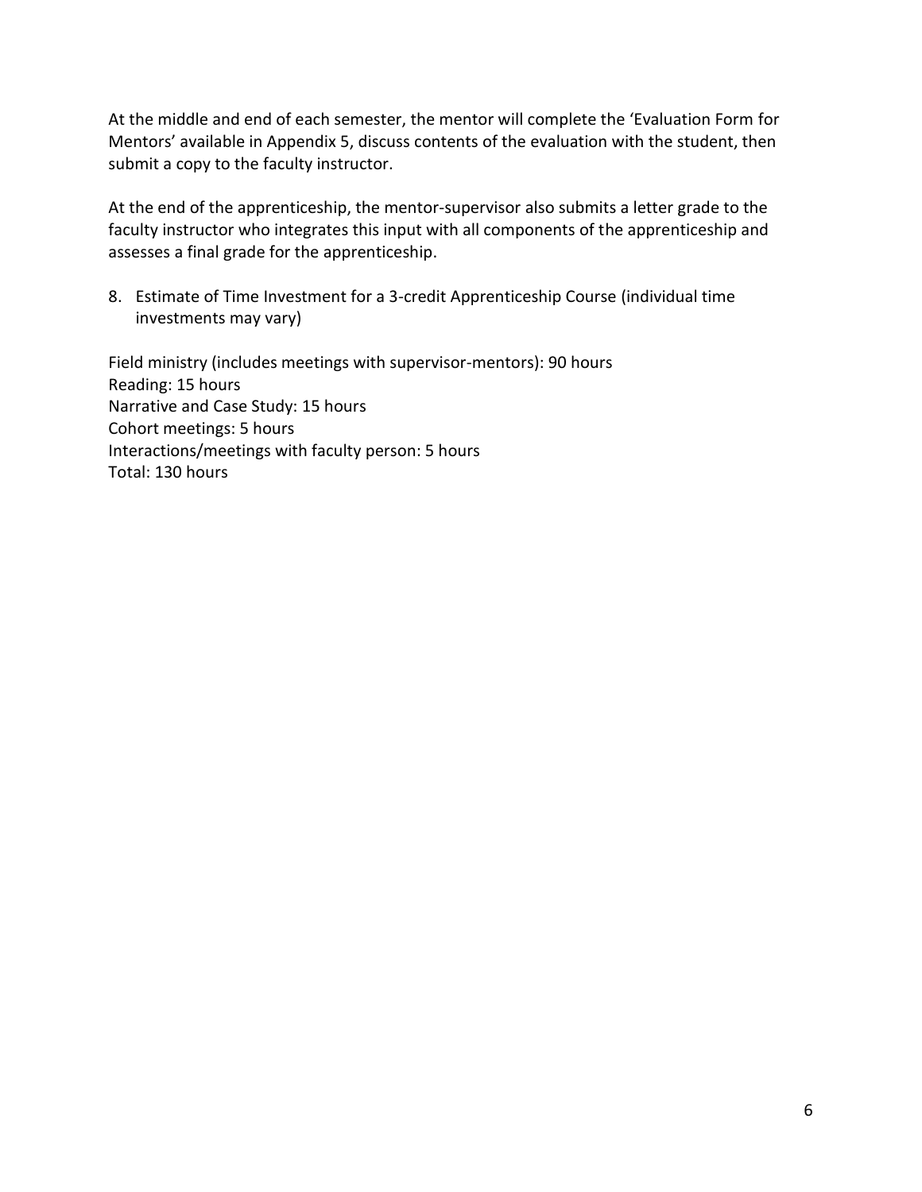At the middle and end of each semester, the mentor will complete the 'Evaluation Form for Mentors' available in Appendix 5, discuss contents of the evaluation with the student, then submit a copy to the faculty instructor.

At the end of the apprenticeship, the mentor-supervisor also submits a letter grade to the faculty instructor who integrates this input with all components of the apprenticeship and assesses a final grade for the apprenticeship.

8. Estimate of Time Investment for a 3-credit Apprenticeship Course (individual time investments may vary)

Field ministry (includes meetings with supervisor-mentors): 90 hours  
Reading: 15 hours  
Narrative and Case Study: 15 hours  
Cohort meetings: 5 hours  
Interactions/meetings with faculty person: 5 hours  
Total: 130 hours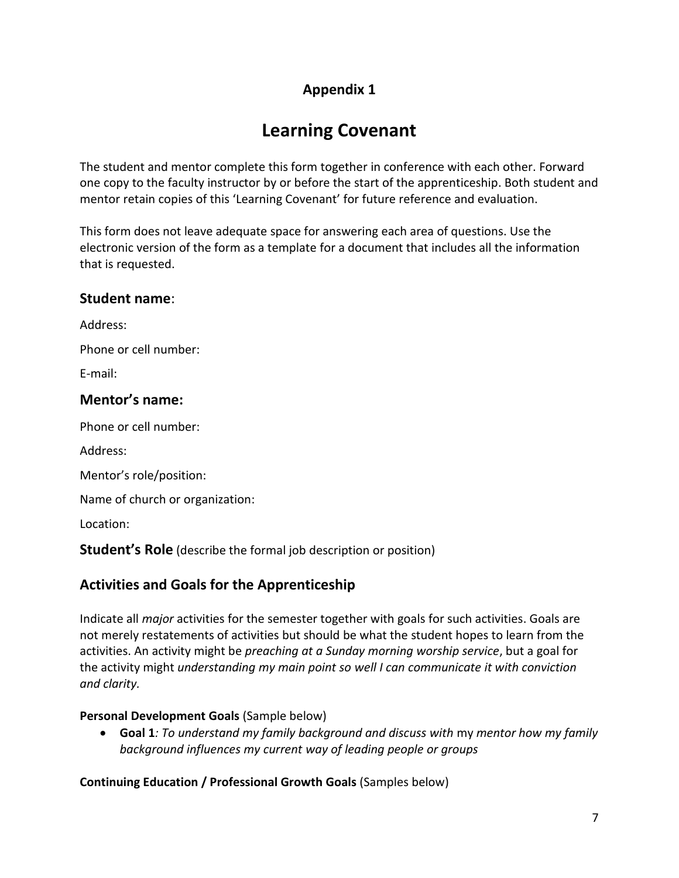## Appendix 1

# Learning Covenant

The student and mentor complete this form together in conference with each other. Forward one copy to the faculty instructor by or before the start of the apprenticeship. Both student and mentor retain copies of this 'Learning Covenant' for future reference and evaluation.

This form does not leave adequate space for answering each area of questions. Use the electronic version of the form as a template for a document that includes all the information that is requested.

### **Student name**:

Address:

Phone or cell number:

E-mail:

### **Mentor's name:**

Phone or cell number:

Address:

Mentor's role/position:

Name of church or organization:

Location:

**Student's Role** (describe the formal job description or position)

### Activities and Goals for the Apprenticeship

Indicate all *major* activities for the semester together with goals for such activities. Goals are not merely restatements of activities but should be what the student hopes to learn from the activities. An activity might be *preaching at a Sunday morning worship service*, but a goal for the activity might *understanding my main point so well I can communicate it with conviction and clarity.*

**Personal Development Goals** (Sample below)

- **Goal 1***: To understand my family background and discuss with* my *mentor how my family background influences my current way of leading people or groups*

**Continuing Education / Professional Growth Goals** (Samples below)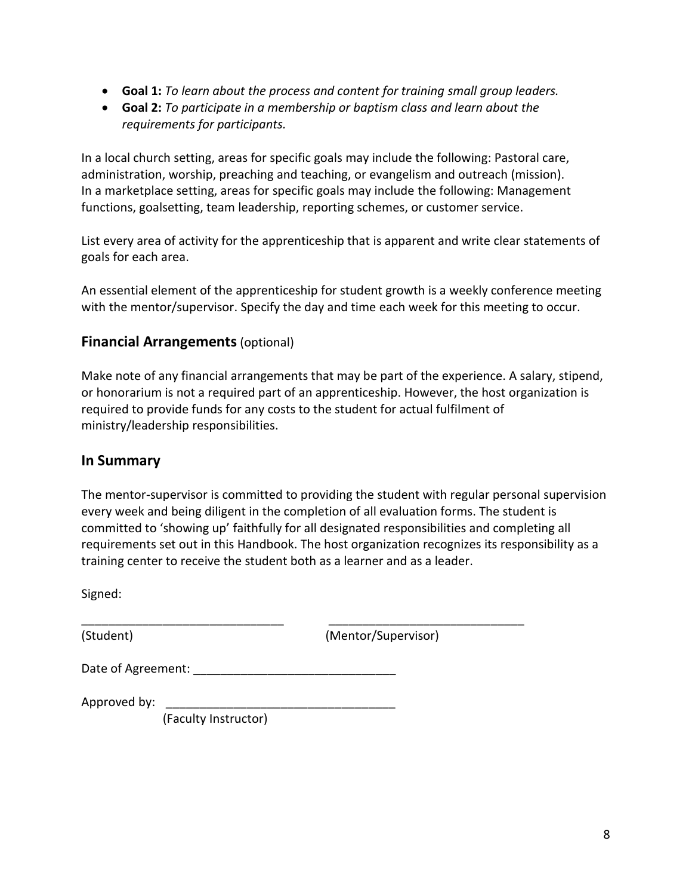- **Goal 1:** *To learn about the process and content for training small group leaders.*
- **Goal 2:** *To participate in a membership or baptism class and learn about the requirements for participants.*

In a local church setting, areas for specific goals may include the following: Pastoral care, administration, worship, preaching and teaching, or evangelism and outreach (mission). In a marketplace setting, areas for specific goals may include the following: Management functions, goalsetting, team leadership, reporting schemes, or customer service.

List every area of activity for the apprenticeship that is apparent and write clear statements of goals for each area.

An essential element of the apprenticeship for student growth is a weekly conference meeting with the mentor/supervisor. Specify the day and time each week for this meeting to occur.

## Financial Arrangements (optional)

Make note of any financial arrangements that may be part of the experience. A salary, stipend, or honorarium is not a required part of an apprenticeship. However, the host organization is required to provide funds for any costs to the student for actual fulfilment of ministry/leadership responsibilities.

## In Summary

The mentor-supervisor is committed to providing the student with regular personal supervision every week and being diligent in the completion of all evaluation forms. The student is committed to 'showing up' faithfully for all designated responsibilities and completing all requirements set out in this Handbook. The host organization recognizes its responsibility as a training center to receive the student both as a learner and as a leader.

Signed:

______________________________ ______________________________

(Student) (Mentor/Supervisor)

Date of Agreement: ______________________________

Approved by: __________________________________

(Faculty Instructor)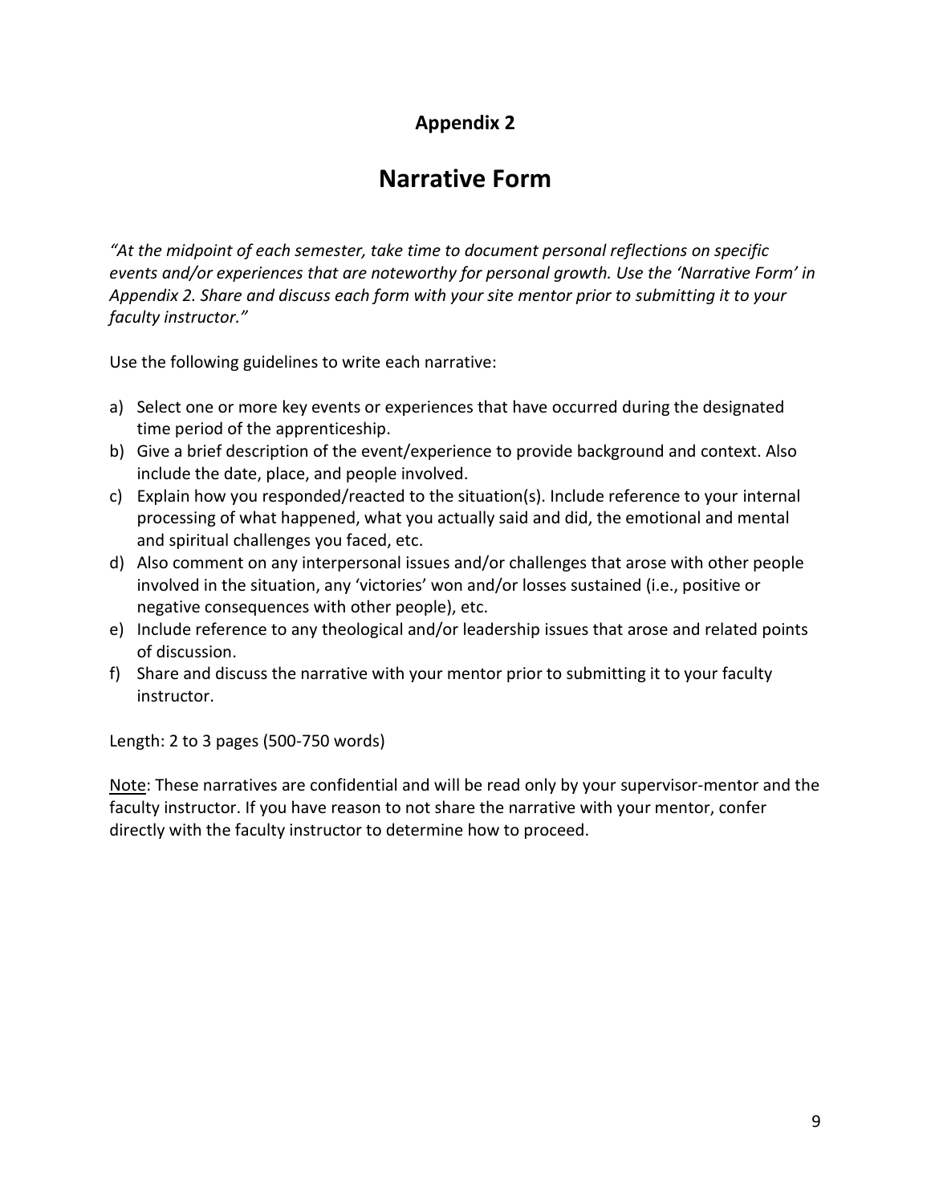## Appendix 2

# Narrative Form

*"At the midpoint of each semester, take time to document personal reflections on specific events and/or experiences that are noteworthy for personal growth. Use the 'Narrative Form' in Appendix 2. Share and discuss each form with your site mentor prior to submitting it to your faculty instructor."*

Use the following guidelines to write each narrative:

a) Select one or more key events or experiences that have occurred during the designated time period of the apprenticeship.
b) Give a brief description of the event/experience to provide background and context. Also include the date, place, and people involved.
c) Explain how you responded/reacted to the situation(s). Include reference to your internal processing of what happened, what you actually said and did, the emotional and mental and spiritual challenges you faced, etc.
d) Also comment on any interpersonal issues and/or challenges that arose with other people involved in the situation, any 'victories' won and/or losses sustained (i.e., positive or negative consequences with other people), etc.
e) Include reference to any theological and/or leadership issues that arose and related points of discussion.
f) Share and discuss the narrative with your mentor prior to submitting it to your faculty instructor.

Length: 2 to 3 pages (500-750 words)

<u>Note</u>: These narratives are confidential and will be read only by your supervisor-mentor and the faculty instructor. If you have reason to not share the narrative with your mentor, confer directly with the faculty instructor to determine how to proceed.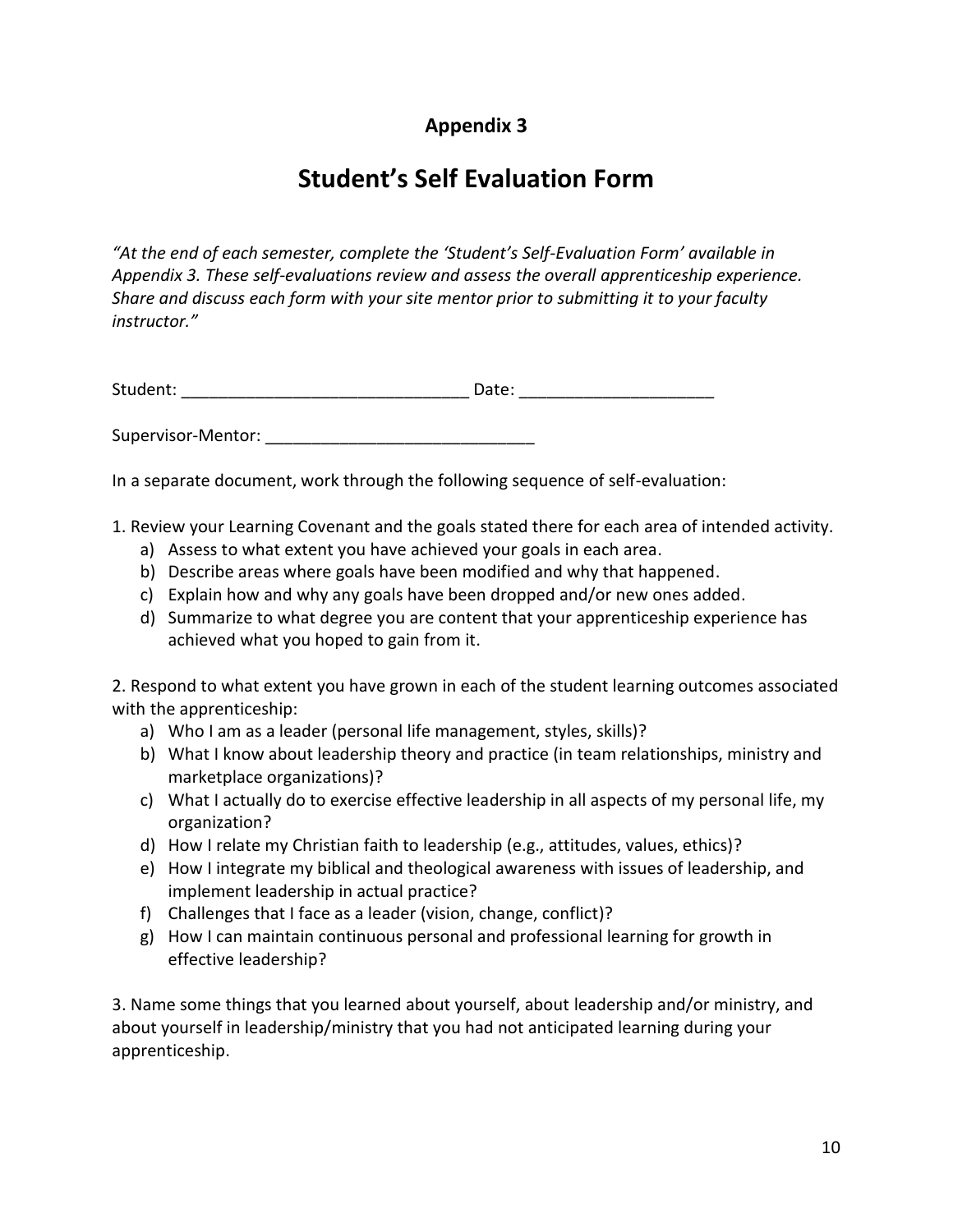## Appendix 3

# Student's Self Evaluation Form

*"At the end of each semester, complete the 'Student's Self-Evaluation Form' available in Appendix 3. These self-evaluations review and assess the overall apprenticeship experience. Share and discuss each form with your site mentor prior to submitting it to your faculty instructor."*

Student: _______________________________ Date: ____________________

Supervisor-Mentor: _____________________________

In a separate document, work through the following sequence of self-evaluation:

1. Review your Learning Covenant and the goals stated there for each area of intended activity.
   a) Assess to what extent you have achieved your goals in each area.
   b) Describe areas where goals have been modified and why that happened.
   c) Explain how and why any goals have been dropped and/or new ones added.
   d) Summarize to what degree you are content that your apprenticeship experience has achieved what you hoped to gain from it.

2. Respond to what extent you have grown in each of the student learning outcomes associated with the apprenticeship:
   a) Who I am as a leader (personal life management, styles, skills)?
   b) What I know about leadership theory and practice (in team relationships, ministry and marketplace organizations)?
   c) What I actually do to exercise effective leadership in all aspects of my personal life, my organization?
   d) How I relate my Christian faith to leadership (e.g., attitudes, values, ethics)?
   e) How I integrate my biblical and theological awareness with issues of leadership, and implement leadership in actual practice?
   f) Challenges that I face as a leader (vision, change, conflict)?
   g) How I can maintain continuous personal and professional learning for growth in effective leadership?

3. Name some things that you learned about yourself, about leadership and/or ministry, and about yourself in leadership/ministry that you had not anticipated learning during your apprenticeship.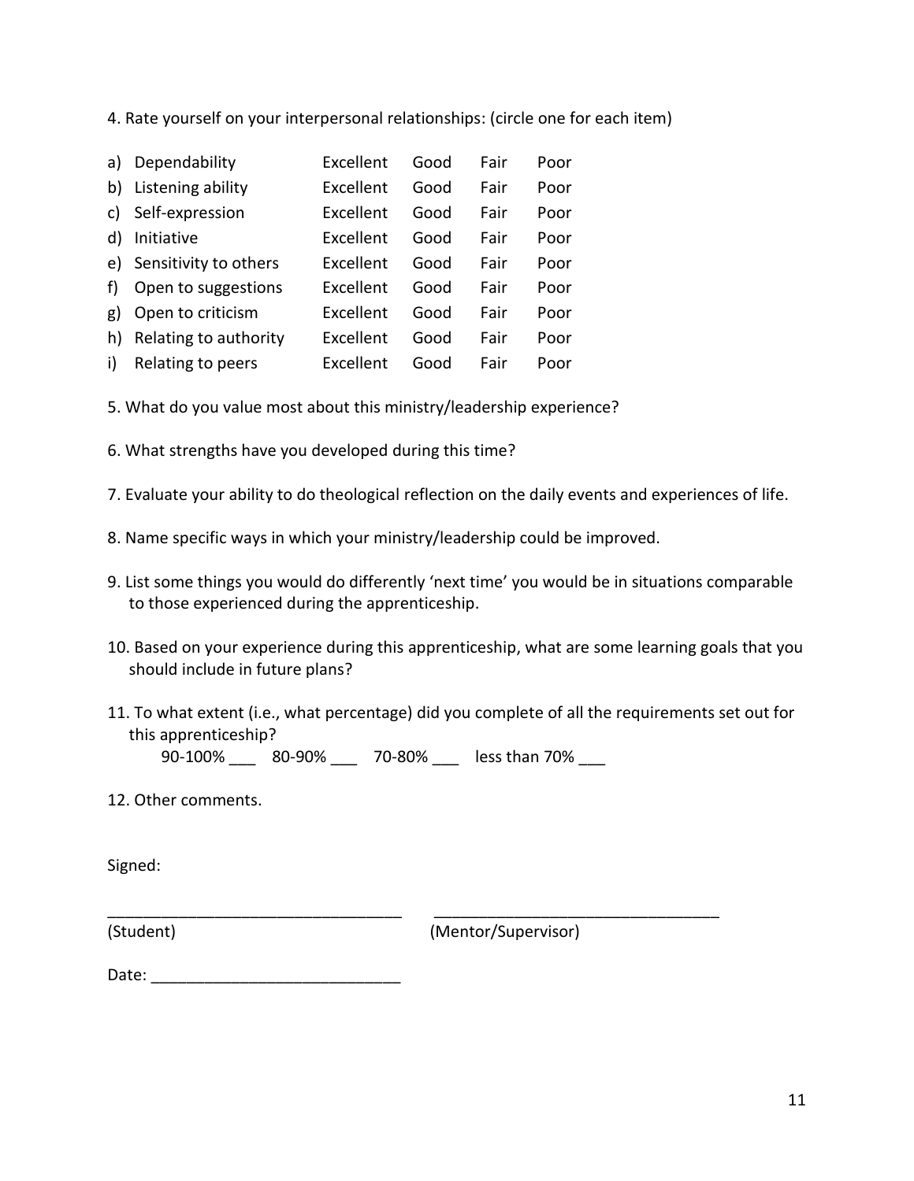4. Rate yourself on your interpersonal relationships: (circle one for each item)

| | | | | | |
|---|---|---|---|---|---|
| a) | Dependability | Excellent | Good | Fair | Poor |
| b) | Listening ability | Excellent | Good | Fair | Poor |
| c) | Self-expression | Excellent | Good | Fair | Poor |
| d) | Initiative | Excellent | Good | Fair | Poor |
| e) | Sensitivity to others | Excellent | Good | Fair | Poor |
| f) | Open to suggestions | Excellent | Good | Fair | Poor |
| g) | Open to criticism | Excellent | Good | Fair | Poor |
| h) | Relating to authority | Excellent | Good | Fair | Poor |
| i) | Relating to peers | Excellent | Good | Fair | Poor |

5. What do you value most about this ministry/leadership experience?

6. What strengths have you developed during this time?

7. Evaluate your ability to do theological reflection on the daily events and experiences of life.

8. Name specific ways in which your ministry/leadership could be improved.

9. List some things you would do differently 'next time' you would be in situations comparable to those experienced during the apprenticeship.

10. Based on your experience during this apprenticeship, what are some learning goals that you should include in future plans?

11. To what extent (i.e., what percentage) did you complete of all the requirements set out for this apprenticeship?

    90-100% ___ 80-90% ___ 70-80% ___ less than 70% ___

12. Other comments.

Signed:

_________________________________ _________________________________

(Student) (Mentor/Supervisor)

Date: ___________________________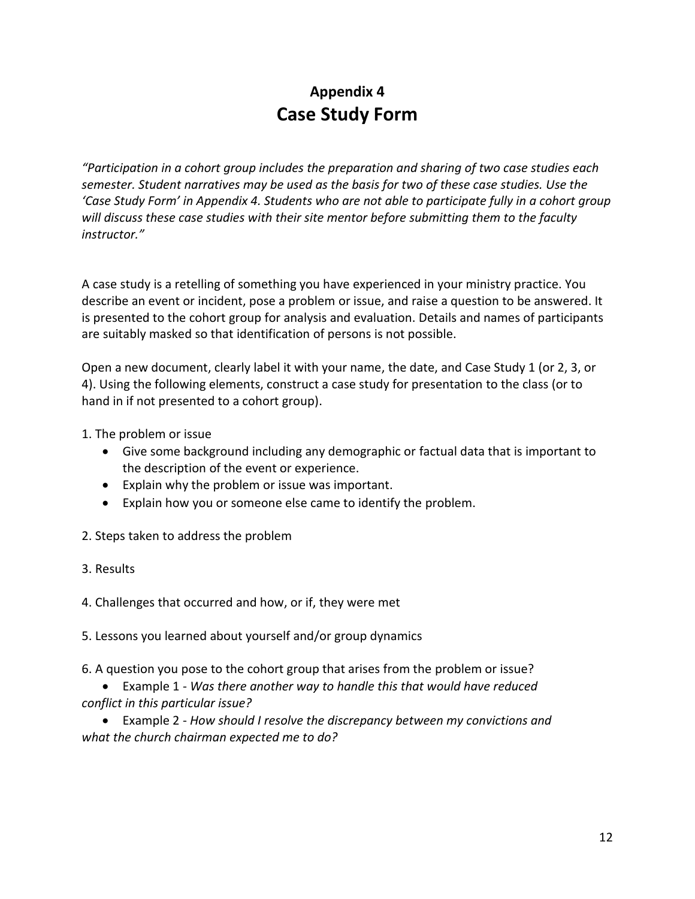## Appendix 4
# Case Study Form

*"Participation in a cohort group includes the preparation and sharing of two case studies each semester. Student narratives may be used as the basis for two of these case studies. Use the 'Case Study Form' in Appendix 4. Students who are not able to participate fully in a cohort group will discuss these case studies with their site mentor before submitting them to the faculty instructor."*

A case study is a retelling of something you have experienced in your ministry practice. You describe an event or incident, pose a problem or issue, and raise a question to be answered. It is presented to the cohort group for analysis and evaluation. Details and names of participants are suitably masked so that identification of persons is not possible.

Open a new document, clearly label it with your name, the date, and Case Study 1 (or 2, 3, or 4). Using the following elements, construct a case study for presentation to the class (or to hand in if not presented to a cohort group).

1. The problem or issue
   - Give some background including any demographic or factual data that is important to the description of the event or experience.
   - Explain why the problem or issue was important.
   - Explain how you or someone else came to identify the problem.

2. Steps taken to address the problem

3. Results

4. Challenges that occurred and how, or if, they were met

5. Lessons you learned about yourself and/or group dynamics

6. A question you pose to the cohort group that arises from the problem or issue?
   - Example 1 - *Was there another way to handle this that would have reduced conflict in this particular issue?*
   - Example 2 - *How should I resolve the discrepancy between my convictions and what the church chairman expected me to do?*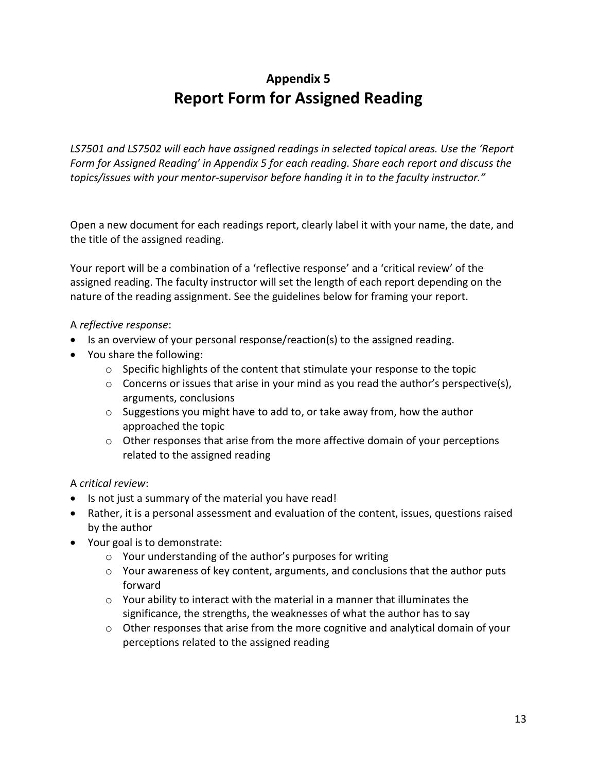## Appendix 5

# Report Form for Assigned Reading

*LS7501 and LS7502 will each have assigned readings in selected topical areas. Use the 'Report Form for Assigned Reading' in Appendix 5 for each reading. Share each report and discuss the topics/issues with your mentor-supervisor before handing it in to the faculty instructor."*

Open a new document for each readings report, clearly label it with your name, the date, and the title of the assigned reading.

Your report will be a combination of a 'reflective response' and a 'critical review' of the assigned reading. The faculty instructor will set the length of each report depending on the nature of the reading assignment. See the guidelines below for framing your report.

A *reflective response*:

- Is an overview of your personal response/reaction(s) to the assigned reading.
- You share the following:
    - Specific highlights of the content that stimulate your response to the topic
    - Concerns or issues that arise in your mind as you read the author's perspective(s), arguments, conclusions
    - Suggestions you might have to add to, or take away from, how the author approached the topic
    - Other responses that arise from the more affective domain of your perceptions related to the assigned reading

A *critical review*:

- Is not just a summary of the material you have read!
- Rather, it is a personal assessment and evaluation of the content, issues, questions raised by the author
- Your goal is to demonstrate:
    - Your understanding of the author's purposes for writing
    - Your awareness of key content, arguments, and conclusions that the author puts forward
    - Your ability to interact with the material in a manner that illuminates the significance, the strengths, the weaknesses of what the author has to say
    - Other responses that arise from the more cognitive and analytical domain of your perceptions related to the assigned reading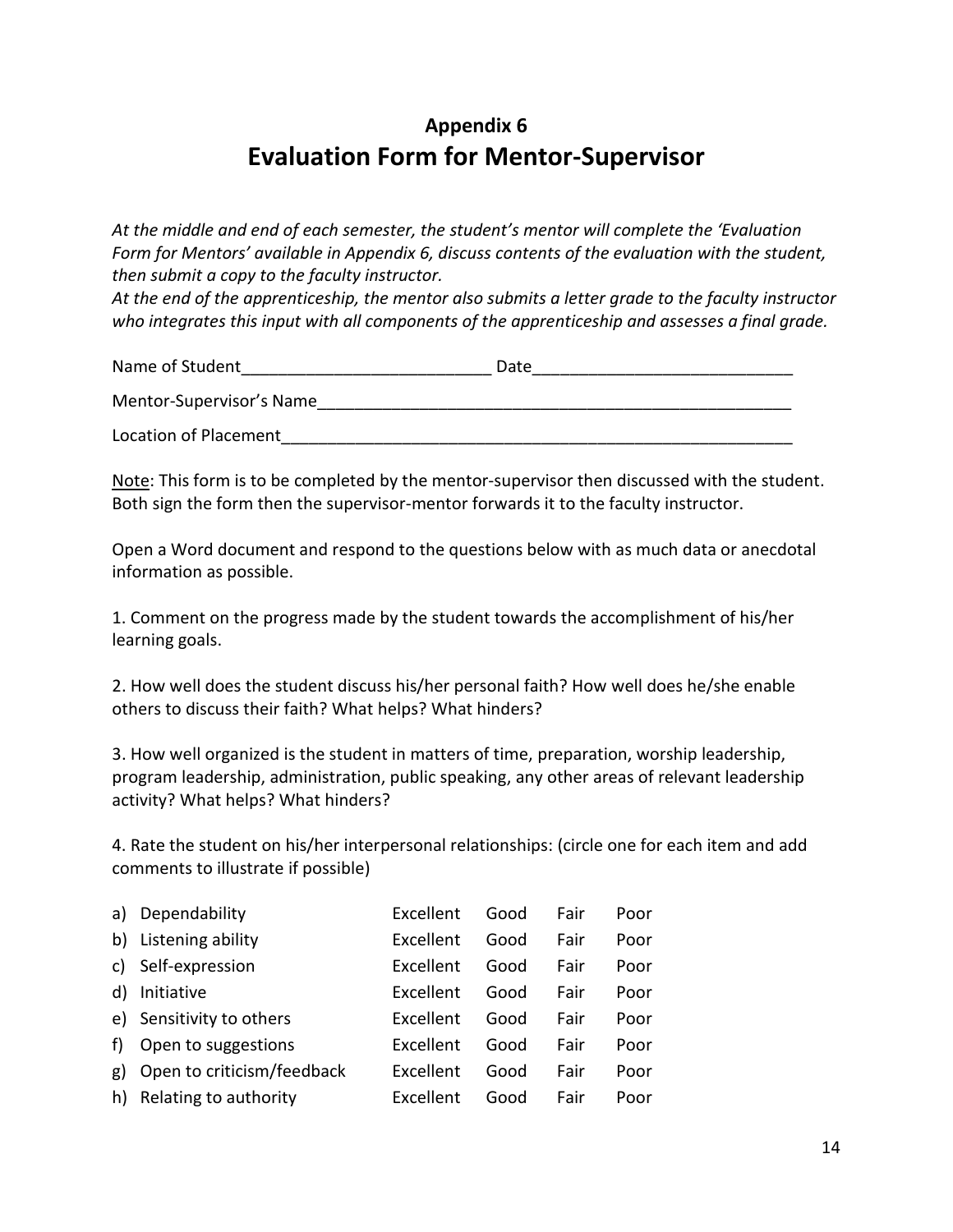## Appendix 6

# Evaluation Form for Mentor-Supervisor

*At the middle and end of each semester, the student's mentor will complete the 'Evaluation Form for Mentors' available in Appendix 6, discuss contents of the evaluation with the student, then submit a copy to the faculty instructor.*
*At the end of the apprenticeship, the mentor also submits a letter grade to the faculty instructor who integrates this input with all components of the apprenticeship and assesses a final grade.*

Name of Student___________________________ Date____________________________

Mentor-Supervisor's Name_____________________________________________________

Location of Placement________________________________________________________

Note: This form is to be completed by the mentor-supervisor then discussed with the student. Both sign the form then the supervisor-mentor forwards it to the faculty instructor.

Open a Word document and respond to the questions below with as much data or anecdotal information as possible.

1. Comment on the progress made by the student towards the accomplishment of his/her learning goals.

2. How well does the student discuss his/her personal faith? How well does he/she enable others to discuss their faith? What helps? What hinders?

3. How well organized is the student in matters of time, preparation, worship leadership, program leadership, administration, public speaking, any other areas of relevant leadership activity? What helps? What hinders?

4. Rate the student on his/her interpersonal relationships: (circle one for each item and add comments to illustrate if possible)

| | | | | | |
|---|---|---|---|---|---|
| a) | Dependability | Excellent | Good | Fair | Poor |
| b) | Listening ability | Excellent | Good | Fair | Poor |
| c) | Self-expression | Excellent | Good | Fair | Poor |
| d) | Initiative | Excellent | Good | Fair | Poor |
| e) | Sensitivity to others | Excellent | Good | Fair | Poor |
| f) | Open to suggestions | Excellent | Good | Fair | Poor |
| g) | Open to criticism/feedback | Excellent | Good | Fair | Poor |
| h) | Relating to authority | Excellent | Good | Fair | Poor |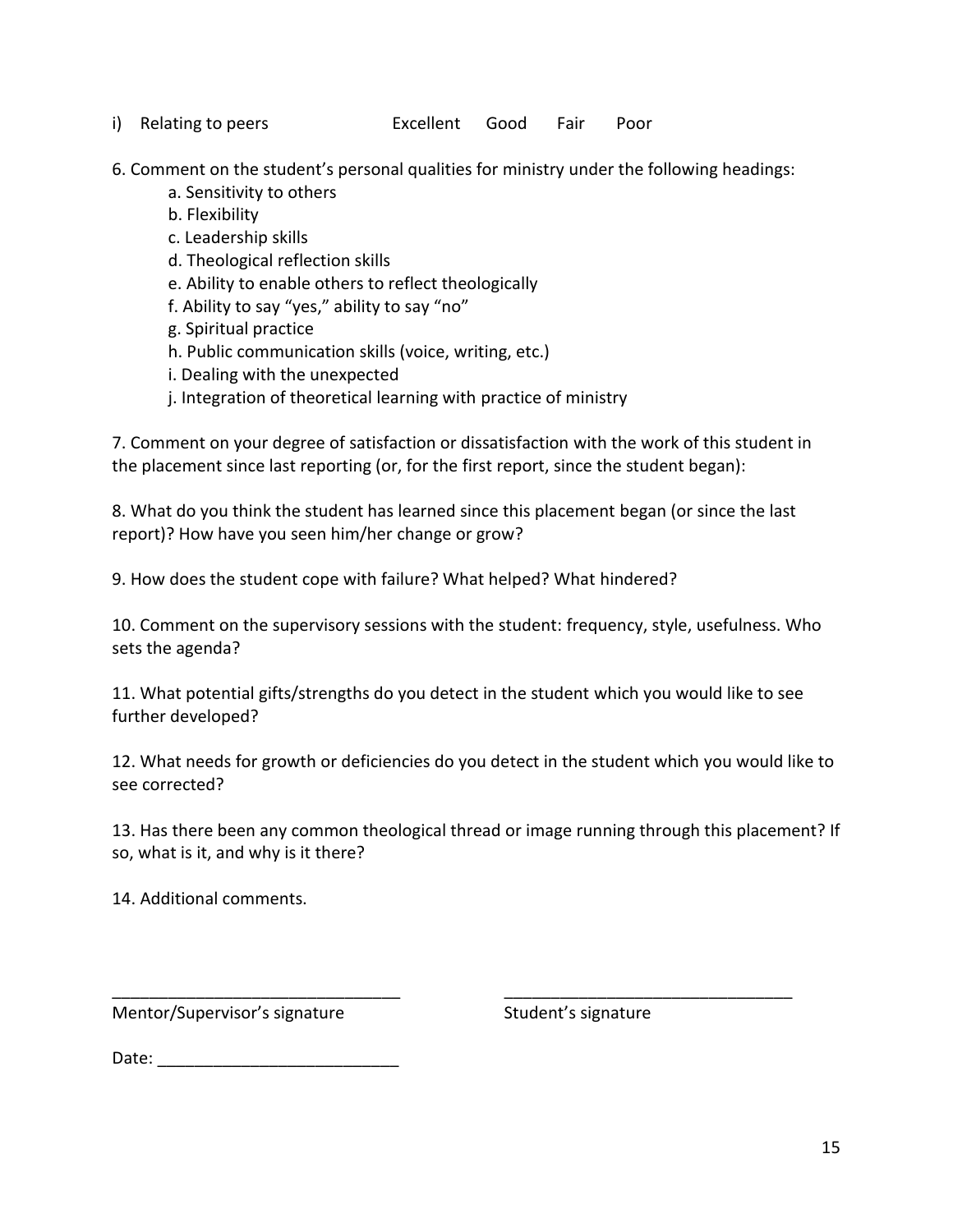i) Relating to peers Excellent Good Fair Poor

6. Comment on the student's personal qualities for ministry under the following headings:
   - a. Sensitivity to others
   - b. Flexibility
   - c. Leadership skills
   - d. Theological reflection skills
   - e. Ability to enable others to reflect theologically
   - f. Ability to say "yes," ability to say "no"
   - g. Spiritual practice
   - h. Public communication skills (voice, writing, etc.)
   - i. Dealing with the unexpected
   - j. Integration of theoretical learning with practice of ministry

7. Comment on your degree of satisfaction or dissatisfaction with the work of this student in the placement since last reporting (or, for the first report, since the student began):

8. What do you think the student has learned since this placement began (or since the last report)? How have you seen him/her change or grow?

9. How does the student cope with failure? What helped? What hindered?

10. Comment on the supervisory sessions with the student: frequency, style, usefulness. Who sets the agenda?

11. What potential gifts/strengths do you detect in the student which you would like to see further developed?

12. What needs for growth or deficiencies do you detect in the student which you would like to see corrected?

13. Has there been any common theological thread or image running through this placement? If so, what is it, and why is it there?

14. Additional comments.

_______________________________ _______________________________

Mentor/Supervisor's signature Student's signature

Date: _________________________